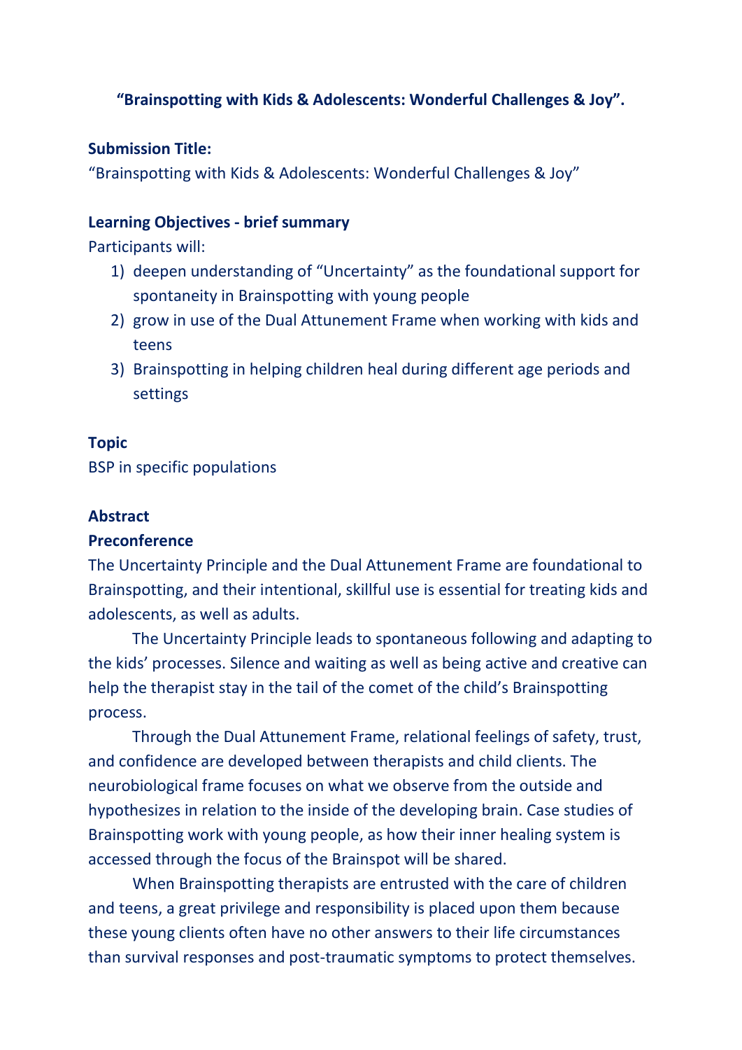# "Brainspotting with Kids & Adolescents: Wonderful Challenges & Joy".

**Submission Title:**

"Brainspotting with Kids & Adolescents: Wonderful Challenges & Joy"

**Learning Objectives - brief summary**

Participants will:

1) deepen understanding of "Uncertainty" as the foundational support for spontaneity in Brainspotting with young people
2) grow in use of the Dual Attunement Frame when working with kids and teens
3) Brainspotting in helping children heal during different age periods and settings

**Topic**

BSP in specific populations

**Abstract**

**Preconference**

The Uncertainty Principle and the Dual Attunement Frame are foundational to Brainspotting, and their intentional, skillful use is essential for treating kids and adolescents, as well as adults.

The Uncertainty Principle leads to spontaneous following and adapting to the kids' processes. Silence and waiting as well as being active and creative can help the therapist stay in the tail of the comet of the child's Brainspotting process.

Through the Dual Attunement Frame, relational feelings of safety, trust, and confidence are developed between therapists and child clients. The neurobiological frame focuses on what we observe from the outside and hypothesizes in relation to the inside of the developing brain. Case studies of Brainspotting work with young people, as how their inner healing system is accessed through the focus of the Brainspot will be shared.

When Brainspotting therapists are entrusted with the care of children and teens, a great privilege and responsibility is placed upon them because these young clients often have no other answers to their life circumstances than survival responses and post-traumatic symptoms to protect themselves.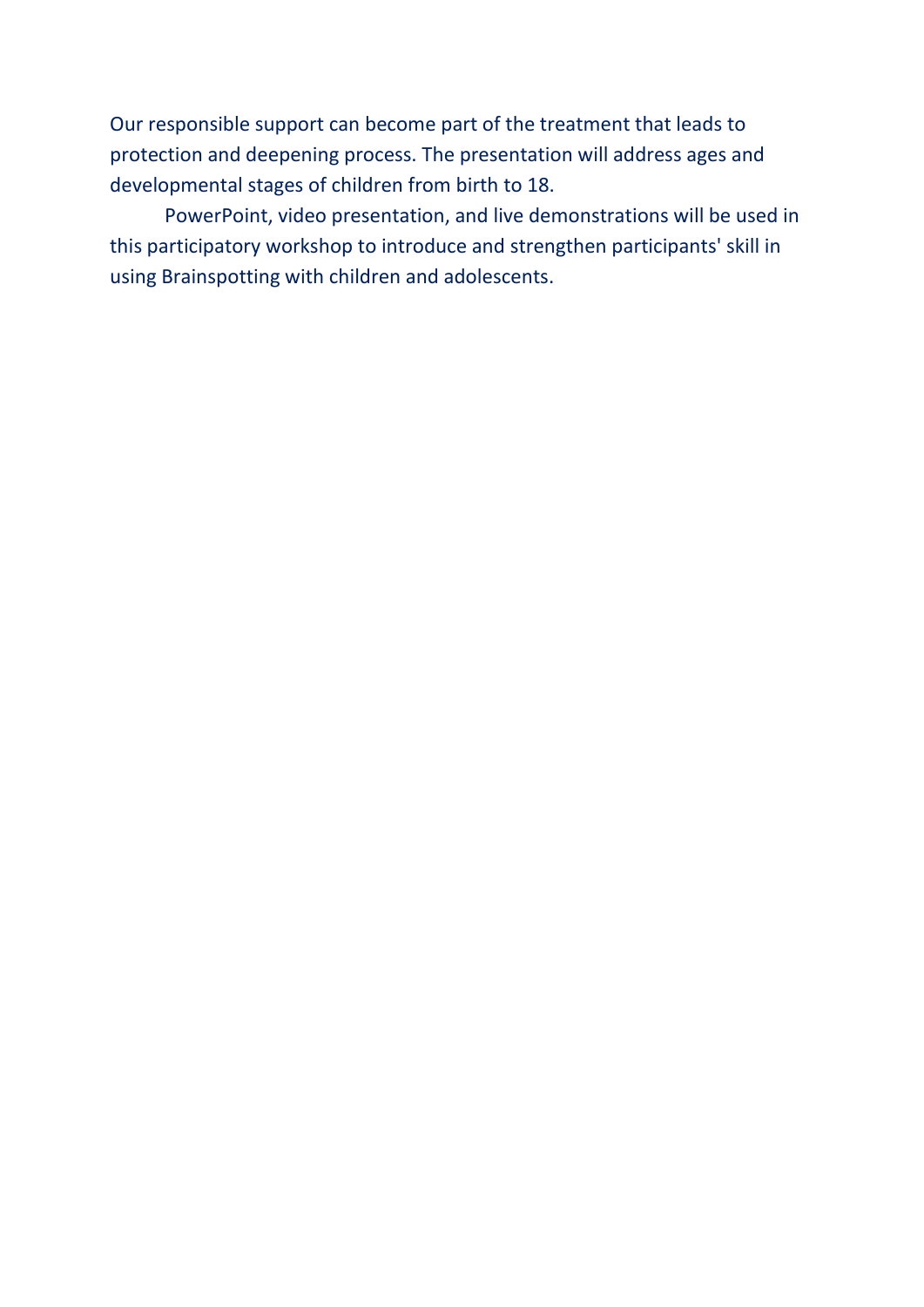Our responsible support can become part of the treatment that leads to protection and deepening process. The presentation will address ages and developmental stages of children from birth to 18.

PowerPoint, video presentation, and live demonstrations will be used in this participatory workshop to introduce and strengthen participants' skill in using Brainspotting with children and adolescents.